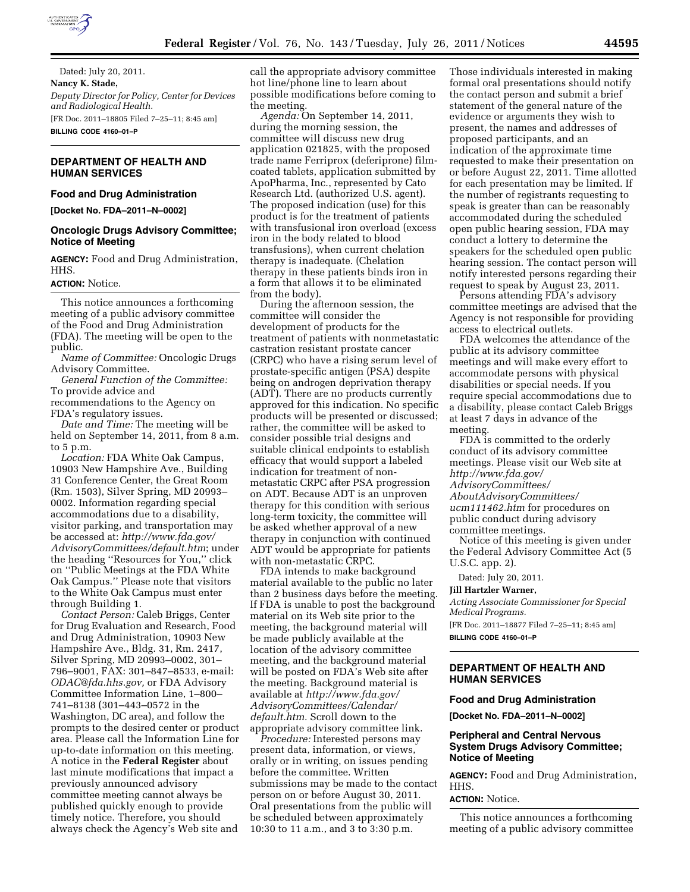Dated: July 20, 2011.

**Nancy K. Stade,**

*Deputy Director for Policy, Center for Devices and Radiological Health.*

[FR Doc. 2011–18805 Filed 7–25–11; 8:45 am]

**BILLING CODE 4160–01–P**

## DEPARTMENT OF HEALTH AND HUMAN SERVICES

### Food and Drug Administration

**[Docket No. FDA–2011–N–0002]**

### Oncologic Drugs Advisory Committee; Notice of Meeting

**AGENCY:** Food and Drug Administration, HHS.

**ACTION:** Notice.

This notice announces a forthcoming meeting of a public advisory committee of the Food and Drug Administration (FDA). The meeting will be open to the public.

*Name of Committee:* Oncologic Drugs Advisory Committee.

*General Function of the Committee:* To provide advice and recommendations to the Agency on FDA's regulatory issues.

*Date and Time:* The meeting will be held on September 14, 2011, from 8 a.m. to 5 p.m.

*Location:* FDA White Oak Campus, 10903 New Hampshire Ave., Building 31 Conference Center, the Great Room (Rm. 1503), Silver Spring, MD 20993–0002. Information regarding special accommodations due to a disability, visitor parking, and transportation may be accessed at: *http://www.fda.gov/AdvisoryCommittees/default.htm*; under the heading ''Resources for You,'' click on ''Public Meetings at the FDA White Oak Campus.'' Please note that visitors to the White Oak Campus must enter through Building 1.

*Contact Person:* Caleb Briggs, Center for Drug Evaluation and Research, Food and Drug Administration, 10903 New Hampshire Ave., Bldg. 31, Rm. 2417, Silver Spring, MD 20993–0002, 301–796–9001, FAX: 301–847–8533, e-mail: *ODAC@fda.hhs.gov,* or FDA Advisory Committee Information Line, 1–800–741–8138 (301–443–0572 in the Washington, DC area), and follow the prompts to the desired center or product area. Please call the Information Line for up-to-date information on this meeting. A notice in the **Federal Register** about last minute modifications that impact a previously announced advisory committee meeting cannot always be published quickly enough to provide timely notice. Therefore, you should always check the Agency's Web site and call the appropriate advisory committee hot line/phone line to learn about possible modifications before coming to the meeting.

*Agenda:* On September 14, 2011, during the morning session, the committee will discuss new drug application 021825, with the proposed trade name Ferriprox (deferiprone) film-coated tablets, application submitted by ApoPharma, Inc., represented by Cato Research Ltd. (authorized U.S. agent). The proposed indication (use) for this product is for the treatment of patients with transfusional iron overload (excess iron in the body related to blood transfusions), when current chelation therapy is inadequate. (Chelation therapy in these patients binds iron in a form that allows it to be eliminated from the body).

During the afternoon session, the committee will consider the development of products for the treatment of patients with nonmetastatic castration resistant prostate cancer (CRPC) who have a rising serum level of prostate-specific antigen (PSA) despite being on androgen deprivation therapy (ADT). There are no products currently approved for this indication. No specific products will be presented or discussed; rather, the committee will be asked to consider possible trial designs and suitable clinical endpoints to establish efficacy that would support a labeled indication for treatment of non-metastatic CRPC after PSA progression on ADT. Because ADT is an unproven therapy for this condition with serious long-term toxicity, the committee will be asked whether approval of a new therapy in conjunction with continued ADT would be appropriate for patients with non-metastatic CRPC.

FDA intends to make background material available to the public no later than 2 business days before the meeting. If FDA is unable to post the background material on its Web site prior to the meeting, the background material will be made publicly available at the location of the advisory committee meeting, and the background material will be posted on FDA's Web site after the meeting. Background material is available at *http://www.fda.gov/AdvisoryCommittees/Calendar/default.htm.* Scroll down to the appropriate advisory committee link.

*Procedure:* Interested persons may present data, information, or views, orally or in writing, on issues pending before the committee. Written submissions may be made to the contact person on or before August 30, 2011. Oral presentations from the public will be scheduled between approximately 10:30 to 11 a.m., and 3 to 3:30 p.m. Those individuals interested in making formal oral presentations should notify the contact person and submit a brief statement of the general nature of the evidence or arguments they wish to present, the names and addresses of proposed participants, and an indication of the approximate time requested to make their presentation on or before August 22, 2011. Time allotted for each presentation may be limited. If the number of registrants requesting to speak is greater than can be reasonably accommodated during the scheduled open public hearing session, FDA may conduct a lottery to determine the speakers for the scheduled open public hearing session. The contact person will notify interested persons regarding their request to speak by August 23, 2011.

Persons attending FDA's advisory committee meetings are advised that the Agency is not responsible for providing access to electrical outlets.

FDA welcomes the attendance of the public at its advisory committee meetings and will make every effort to accommodate persons with physical disabilities or special needs. If you require special accommodations due to a disability, please contact Caleb Briggs at least 7 days in advance of the meeting.

FDA is committed to the orderly conduct of its advisory committee meetings. Please visit our Web site at *http://www.fda.gov/AdvisoryCommittees/AboutAdvisoryCommittees/ucm111462.htm* for procedures on public conduct during advisory committee meetings.

Notice of this meeting is given under the Federal Advisory Committee Act (5 U.S.C. app. 2).

Dated: July 20, 2011.

**Jill Hartzler Warner,**

*Acting Associate Commissioner for Special Medical Programs.*

[FR Doc. 2011–18877 Filed 7–25–11; 8:45 am]

**BILLING CODE 4160–01–P**

## DEPARTMENT OF HEALTH AND HUMAN SERVICES

### Food and Drug Administration

**[Docket No. FDA–2011–N–0002]**

### Peripheral and Central Nervous System Drugs Advisory Committee; Notice of Meeting

**AGENCY:** Food and Drug Administration, HHS.

**ACTION:** Notice.

This notice announces a forthcoming meeting of a public advisory committee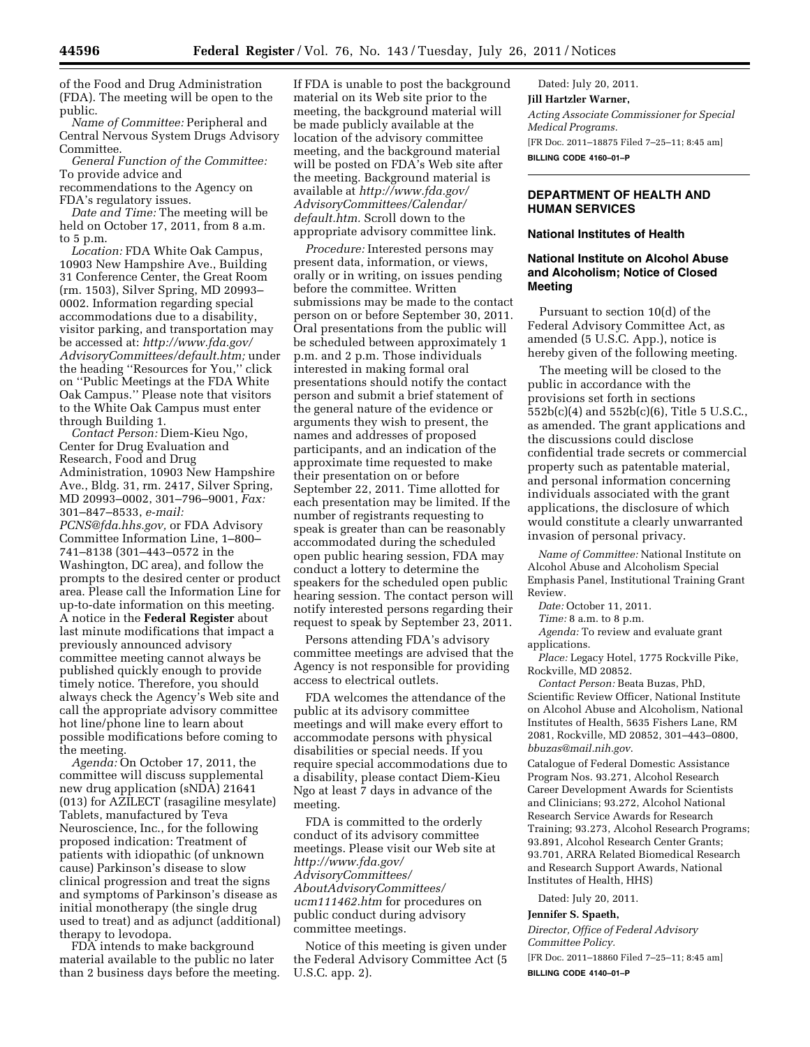of the Food and Drug Administration (FDA). The meeting will be open to the public.

*Name of Committee:* Peripheral and Central Nervous System Drugs Advisory Committee.

*General Function of the Committee:* To provide advice and recommendations to the Agency on FDA's regulatory issues.

*Date and Time:* The meeting will be held on October 17, 2011, from 8 a.m. to 5 p.m.

*Location:* FDA White Oak Campus, 10903 New Hampshire Ave., Building 31 Conference Center, the Great Room (rm. 1503), Silver Spring, MD 20993–0002. Information regarding special accommodations due to a disability, visitor parking, and transportation may be accessed at: *http://www.fda.gov/AdvisoryCommittees/default.htm;* under the heading ''Resources for You,'' click on ''Public Meetings at the FDA White Oak Campus.'' Please note that visitors to the White Oak Campus must enter through Building 1.

*Contact Person:* Diem-Kieu Ngo, Center for Drug Evaluation and Research, Food and Drug Administration, 10903 New Hampshire Ave., Bldg. 31, rm. 2417, Silver Spring, MD 20993–0002, 301–796–9001, *Fax:* 301–847–8533, *e-mail: PCNS@fda.hhs.gov,* or FDA Advisory Committee Information Line, 1–800–741–8138 (301–443–0572 in the Washington, DC area), and follow the prompts to the desired center or product area. Please call the Information Line for up-to-date information on this meeting. A notice in the **Federal Register** about last minute modifications that impact a previously announced advisory committee meeting cannot always be published quickly enough to provide timely notice. Therefore, you should always check the Agency's Web site and call the appropriate advisory committee hot line/phone line to learn about possible modifications before coming to the meeting.

*Agenda:* On October 17, 2011, the committee will discuss supplemental new drug application (sNDA) 21641 (013) for AZILECT (rasagiline mesylate) Tablets, manufactured by Teva Neuroscience, Inc., for the following proposed indication: Treatment of patients with idiopathic (of unknown cause) Parkinson's disease to slow clinical progression and treat the signs and symptoms of Parkinson's disease as initial monotherapy (the single drug used to treat) and as adjunct (additional) therapy to levodopa.

FDA intends to make background material available to the public no later than 2 business days before the meeting. If FDA is unable to post the background material on its Web site prior to the meeting, the background material will be made publicly available at the location of the advisory committee meeting, and the background material will be posted on FDA's Web site after the meeting. Background material is available at *http://www.fda.gov/AdvisoryCommittees/Calendar/default.htm.* Scroll down to the appropriate advisory committee link.

*Procedure:* Interested persons may present data, information, or views, orally or in writing, on issues pending before the committee. Written submissions may be made to the contact person on or before September 30, 2011. Oral presentations from the public will be scheduled between approximately 1 p.m. and 2 p.m. Those individuals interested in making formal oral presentations should notify the contact person and submit a brief statement of the general nature of the evidence or arguments they wish to present, the names and addresses of proposed participants, and an indication of the approximate time requested to make their presentation on or before September 22, 2011. Time allotted for each presentation may be limited. If the number of registrants requesting to speak is greater than can be reasonably accommodated during the scheduled open public hearing session, FDA may conduct a lottery to determine the speakers for the scheduled open public hearing session. The contact person will notify interested persons regarding their request to speak by September 23, 2011.

Persons attending FDA's advisory committee meetings are advised that the Agency is not responsible for providing access to electrical outlets.

FDA welcomes the attendance of the public at its advisory committee meetings and will make every effort to accommodate persons with physical disabilities or special needs. If you require special accommodations due to a disability, please contact Diem-Kieu Ngo at least 7 days in advance of the meeting.

FDA is committed to the orderly conduct of its advisory committee meetings. Please visit our Web site at *http://www.fda.gov/AdvisoryCommittees/AboutAdvisoryCommittees/ucm111462.htm* for procedures on public conduct during advisory committee meetings.

Notice of this meeting is given under the Federal Advisory Committee Act (5 U.S.C. app. 2).

Dated: July 20, 2011.

**Jill Hartzler Warner,**

*Acting Associate Commissioner for Special Medical Programs.*

[FR Doc. 2011–18875 Filed 7–25–11; 8:45 am]

**BILLING CODE 4160–01–P**

---

## DEPARTMENT OF HEALTH AND HUMAN SERVICES

### National Institutes of Health

### National Institute on Alcohol Abuse and Alcoholism; Notice of Closed Meeting

Pursuant to section 10(d) of the Federal Advisory Committee Act, as amended (5 U.S.C. App.), notice is hereby given of the following meeting.

The meeting will be closed to the public in accordance with the provisions set forth in sections 552b(c)(4) and 552b(c)(6), Title 5 U.S.C., as amended. The grant applications and the discussions could disclose confidential trade secrets or commercial property such as patentable material, and personal information concerning individuals associated with the grant applications, the disclosure of which would constitute a clearly unwarranted invasion of personal privacy.

*Name of Committee:* National Institute on Alcohol Abuse and Alcoholism Special Emphasis Panel, Institutional Training Grant Review.

*Date:* October 11, 2011.

*Time:* 8 a.m. to 8 p.m.

*Agenda:* To review and evaluate grant applications.

*Place:* Legacy Hotel, 1775 Rockville Pike, Rockville, MD 20852.

*Contact Person:* Beata Buzas, PhD, Scientific Review Officer, National Institute on Alcohol Abuse and Alcoholism, National Institutes of Health, 5635 Fishers Lane, RM 2081, Rockville, MD 20852, 301–443–0800, *bbuzas@mail.nih.gov.*

(Catalogue of Federal Domestic Assistance Program Nos. 93.271, Alcohol Research Career Development Awards for Scientists and Clinicians; 93.272, Alcohol National Research Service Awards for Research Training; 93.273, Alcohol Research Programs; 93.891, Alcohol Research Center Grants; 93.701, ARRA Related Biomedical Research and Research Support Awards, National Institutes of Health, HHS)

Dated: July 20, 2011.

**Jennifer S. Spaeth,**

*Director, Office of Federal Advisory Committee Policy.*

[FR Doc. 2011–18860 Filed 7–25–11; 8:45 am]

**BILLING CODE 4140–01–P**